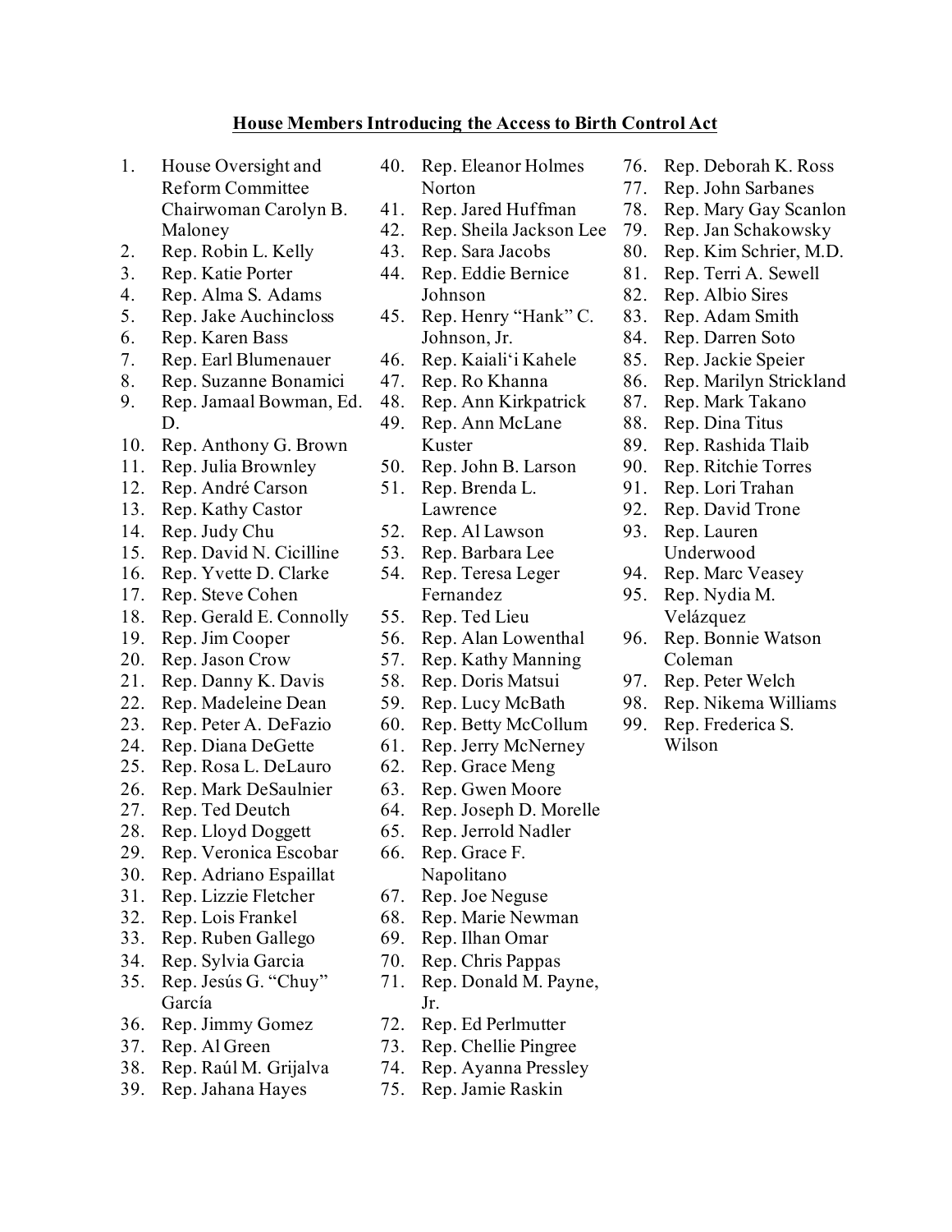**House Members Introducing the Access to Birth Control Act**

1. House Oversight and Reform Committee Chairwoman Carolyn B. Maloney
2. Rep. Robin L. Kelly
3. Rep. Katie Porter
4. Rep. Alma S. Adams
5. Rep. Jake Auchincloss
6. Rep. Karen Bass
7. Rep. Earl Blumenauer
8. Rep. Suzanne Bonamici
9. Rep. Jamaal Bowman, Ed. D.
10. Rep. Anthony G. Brown
11. Rep. Julia Brownley
12. Rep. André Carson
13. Rep. Kathy Castor
14. Rep. Judy Chu
15. Rep. David N. Cicilline
16. Rep. Yvette D. Clarke
17. Rep. Steve Cohen
18. Rep. Gerald E. Connolly
19. Rep. Jim Cooper
20. Rep. Jason Crow
21. Rep. Danny K. Davis
22. Rep. Madeleine Dean
23. Rep. Peter A. DeFazio
24. Rep. Diana DeGette
25. Rep. Rosa L. DeLauro
26. Rep. Mark DeSaulnier
27. Rep. Ted Deutch
28. Rep. Lloyd Doggett
29. Rep. Veronica Escobar
30. Rep. Adriano Espaillat
31. Rep. Lizzie Fletcher
32. Rep. Lois Frankel
33. Rep. Ruben Gallego
34. Rep. Sylvia Garcia
35. Rep. Jesús G. "Chuy" García
36. Rep. Jimmy Gomez
37. Rep. Al Green
38. Rep. Raúl M. Grijalva
39. Rep. Jahana Hayes
40. Rep. Eleanor Holmes Norton
41. Rep. Jared Huffman
42. Rep. Sheila Jackson Lee
43. Rep. Sara Jacobs
44. Rep. Eddie Bernice Johnson
45. Rep. Henry "Hank" C. Johnson, Jr.
46. Rep. Kaialiʻi Kahele
47. Rep. Ro Khanna
48. Rep. Ann Kirkpatrick
49. Rep. Ann McLane Kuster
50. Rep. John B. Larson
51. Rep. Brenda L. Lawrence
52. Rep. Al Lawson
53. Rep. Barbara Lee
54. Rep. Teresa Leger Fernandez
55. Rep. Ted Lieu
56. Rep. Alan Lowenthal
57. Rep. Kathy Manning
58. Rep. Doris Matsui
59. Rep. Lucy McBath
60. Rep. Betty McCollum
61. Rep. Jerry McNerney
62. Rep. Grace Meng
63. Rep. Gwen Moore
64. Rep. Joseph D. Morelle
65. Rep. Jerrold Nadler
66. Rep. Grace F. Napolitano
67. Rep. Joe Neguse
68. Rep. Marie Newman
69. Rep. Ilhan Omar
70. Rep. Chris Pappas
71. Rep. Donald M. Payne, Jr.
72. Rep. Ed Perlmutter
73. Rep. Chellie Pingree
74. Rep. Ayanna Pressley
75. Rep. Jamie Raskin
76. Rep. Deborah K. Ross
77. Rep. John Sarbanes
78. Rep. Mary Gay Scanlon
79. Rep. Jan Schakowsky
80. Rep. Kim Schrier, M.D.
81. Rep. Terri A. Sewell
82. Rep. Albio Sires
83. Rep. Adam Smith
84. Rep. Darren Soto
85. Rep. Jackie Speier
86. Rep. Marilyn Strickland
87. Rep. Mark Takano
88. Rep. Dina Titus
89. Rep. Rashida Tlaib
90. Rep. Ritchie Torres
91. Rep. Lori Trahan
92. Rep. David Trone
93. Rep. Lauren Underwood
94. Rep. Marc Veasey
95. Rep. Nydia M. Velázquez
96. Rep. Bonnie Watson Coleman
97. Rep. Peter Welch
98. Rep. Nikema Williams
99. Rep. Frederica S. Wilson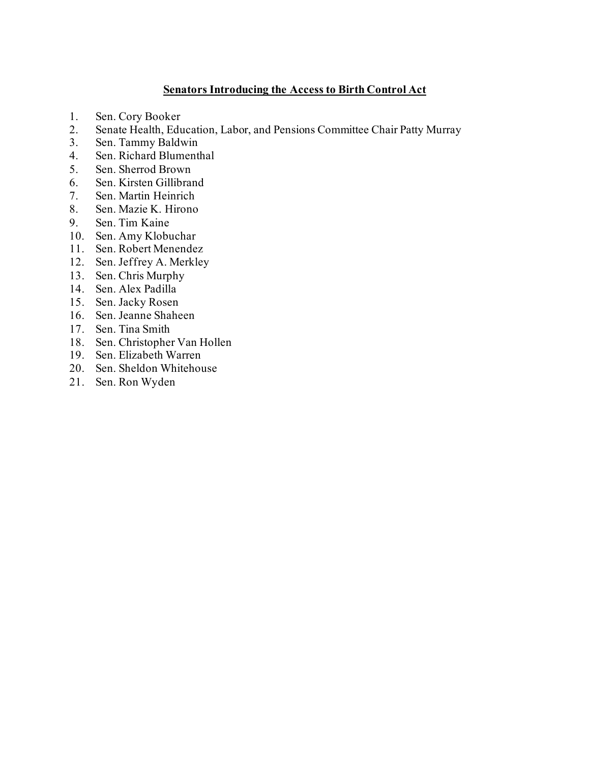**Senators Introducing the Access to Birth Control Act**

1. Sen. Cory Booker
2. Senate Health, Education, Labor, and Pensions Committee Chair Patty Murray
3. Sen. Tammy Baldwin
4. Sen. Richard Blumenthal
5. Sen. Sherrod Brown
6. Sen. Kirsten Gillibrand
7. Sen. Martin Heinrich
8. Sen. Mazie K. Hirono
9. Sen. Tim Kaine
10. Sen. Amy Klobuchar
11. Sen. Robert Menendez
12. Sen. Jeffrey A. Merkley
13. Sen. Chris Murphy
14. Sen. Alex Padilla
15. Sen. Jacky Rosen
16. Sen. Jeanne Shaheen
17. Sen. Tina Smith
18. Sen. Christopher Van Hollen
19. Sen. Elizabeth Warren
20. Sen. Sheldon Whitehouse
21. Sen. Ron Wyden